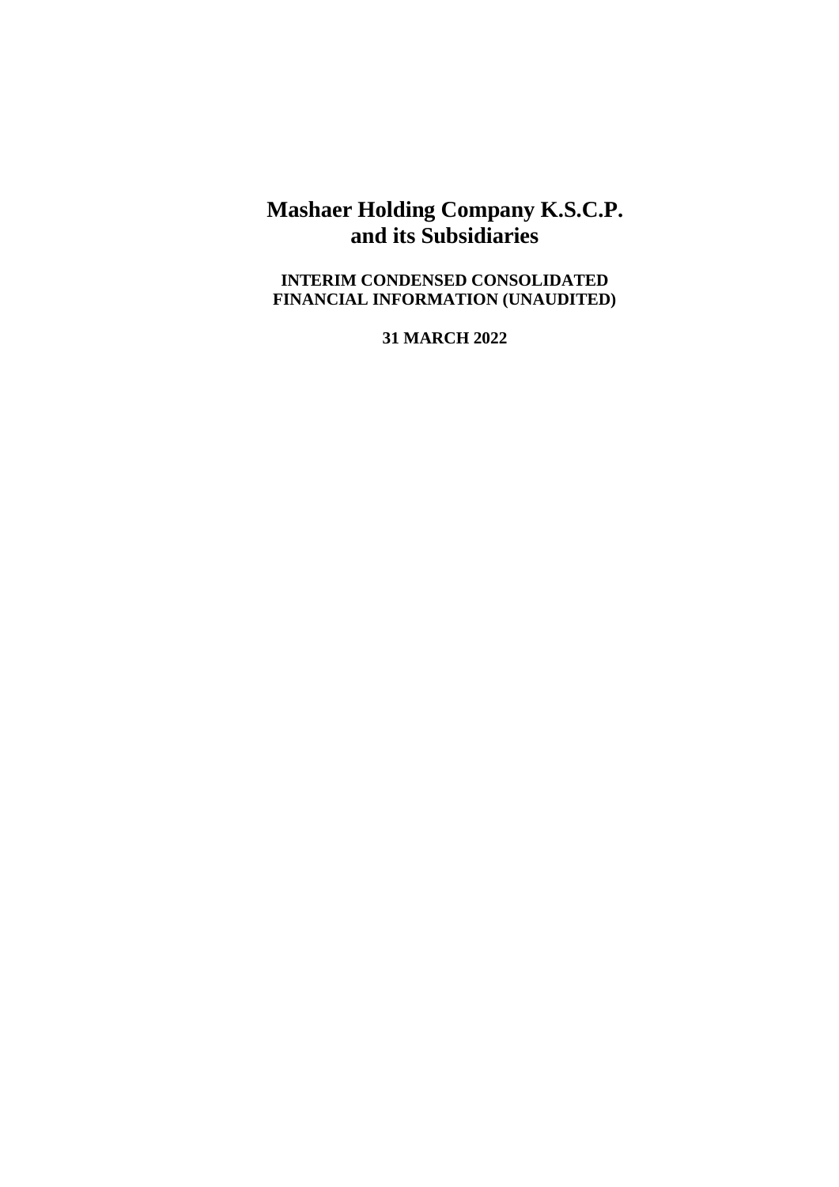# Mashaer Holding Company K.S.C.P. and its Subsidiaries

**INTERIM CONDENSED CONSOLIDATED FINANCIAL INFORMATION (UNAUDITED)**

**31 MARCH 2022**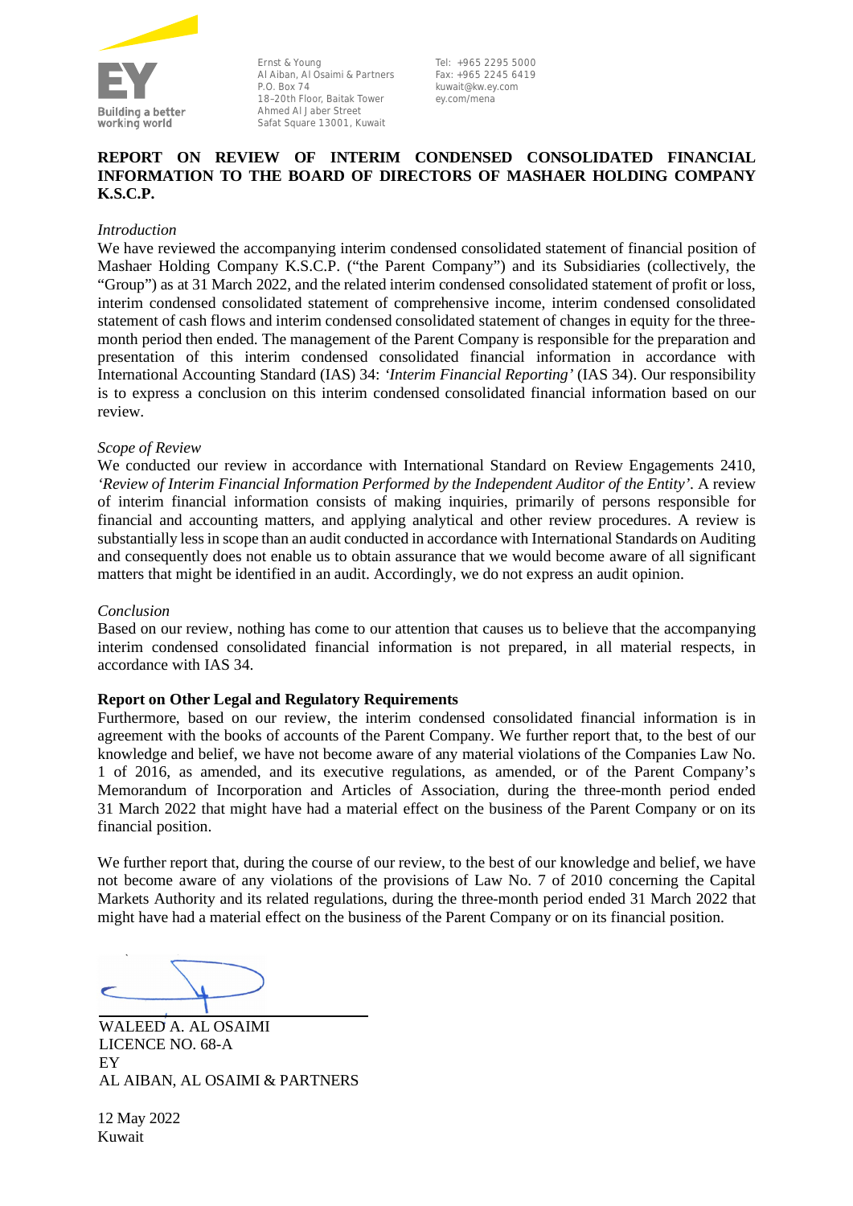Ernst & Young
Al Aiban, Al Osaimi & Partners
P.O. Box 74
18–20th Floor, Baitak Tower
Ahmed Al Jaber Street
Safat Square 13001, Kuwait

Tel: +965 2295 5000
Fax: +965 2245 6419
kuwait@kw.ey.com
ey.com/mena

# REPORT ON REVIEW OF INTERIM CONDENSED CONSOLIDATED FINANCIAL INFORMATION TO THE BOARD OF DIRECTORS OF MASHAER HOLDING COMPANY K.S.C.P.

*Introduction*

We have reviewed the accompanying interim condensed consolidated statement of financial position of Mashaer Holding Company K.S.C.P. ("the Parent Company") and its Subsidiaries (collectively, the "Group") as at 31 March 2022, and the related interim condensed consolidated statement of profit or loss, interim condensed consolidated statement of comprehensive income, interim condensed consolidated statement of cash flows and interim condensed consolidated statement of changes in equity for the three-month period then ended. The management of the Parent Company is responsible for the preparation and presentation of this interim condensed consolidated financial information in accordance with International Accounting Standard (IAS) 34: *'Interim Financial Reporting'* (IAS 34). Our responsibility is to express a conclusion on this interim condensed consolidated financial information based on our review.

*Scope of Review*

We conducted our review in accordance with International Standard on Review Engagements 2410, *'Review of Interim Financial Information Performed by the Independent Auditor of the Entity'*. A review of interim financial information consists of making inquiries, primarily of persons responsible for financial and accounting matters, and applying analytical and other review procedures. A review is substantially less in scope than an audit conducted in accordance with International Standards on Auditing and consequently does not enable us to obtain assurance that we would become aware of all significant matters that might be identified in an audit. Accordingly, we do not express an audit opinion.

*Conclusion*

Based on our review, nothing has come to our attention that causes us to believe that the accompanying interim condensed consolidated financial information is not prepared, in all material respects, in accordance with IAS 34.

**Report on Other Legal and Regulatory Requirements**

Furthermore, based on our review, the interim condensed consolidated financial information is in agreement with the books of accounts of the Parent Company. We further report that, to the best of our knowledge and belief, we have not become aware of any material violations of the Companies Law No. 1 of 2016, as amended, and its executive regulations, as amended, or of the Parent Company's Memorandum of Incorporation and Articles of Association, during the three-month period ended 31 March 2022 that might have had a material effect on the business of the Parent Company or on its financial position.

We further report that, during the course of our review, to the best of our knowledge and belief, we have not become aware of any violations of the provisions of Law No. 7 of 2010 concerning the Capital Markets Authority and its related regulations, during the three-month period ended 31 March 2022 that might have had a material effect on the business of the Parent Company or on its financial position.

WALEED A. AL OSAIMI
LICENCE NO. 68-A
EY
AL AIBAN, AL OSAIMI & PARTNERS

12 May 2022
Kuwait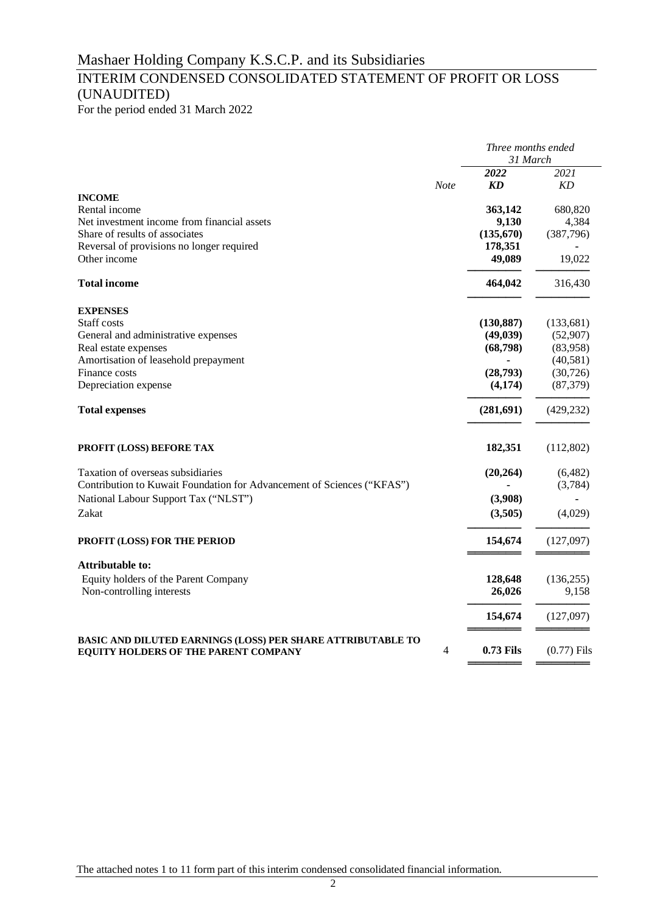# Mashaer Holding Company K.S.C.P. and its Subsidiaries

## INTERIM CONDENSED CONSOLIDATED STATEMENT OF PROFIT OR LOSS (UNAUDITED)

For the period ended 31 March 2022

| | Note | *Three months ended 31 March* | |
|---|---|---|---|
| | | ***2022*** | *2021* |
| | | ***KD*** | *KD* |
| **INCOME** | | | |
| Rental income | | **363,142** | 680,820 |
| Net investment income from financial assets | | **9,130** | 4,384 |
| Share of results of associates | | **(135,670)** | (387,796) |
| Reversal of provisions no longer required | | **178,351** | - |
| Other income | | **49,089** | 19,022 |
| **Total income** | | **464,042** | 316,430 |
| **EXPENSES** | | | |
| Staff costs | | **(130,887)** | (133,681) |
| General and administrative expenses | | **(49,039)** | (52,907) |
| Real estate expenses | | **(68,798)** | (83,958) |
| Amortisation of leasehold prepayment | | **-** | (40,581) |
| Finance costs | | **(28,793)** | (30,726) |
| Depreciation expense | | **(4,174)** | (87,379) |
| **Total expenses** | | **(281,691)** | (429,232) |
| **PROFIT (LOSS) BEFORE TAX** | | **182,351** | (112,802) |
| Taxation of overseas subsidiaries | | **(20,264)** | (6,482) |
| Contribution to Kuwait Foundation for Advancement of Sciences ("KFAS") | | **-** | (3,784) |
| National Labour Support Tax ("NLST") | | **(3,908)** | - |
| Zakat | | **(3,505)** | (4,029) |
| **PROFIT (LOSS) FOR THE PERIOD** | | **154,674** | (127,097) |
| **Attributable to:** | | | |
| Equity holders of the Parent Company | | **128,648** | (136,255) |
| Non-controlling interests | | **26,026** | 9,158 |
| | | **154,674** | (127,097) |
| **BASIC AND DILUTED EARNINGS (LOSS) PER SHARE ATTRIBUTABLE TO EQUITY HOLDERS OF THE PARENT COMPANY** | 4 | **0.73 Fils** | (0.77) Fils |

The attached notes 1 to 11 form part of this interim condensed consolidated financial information.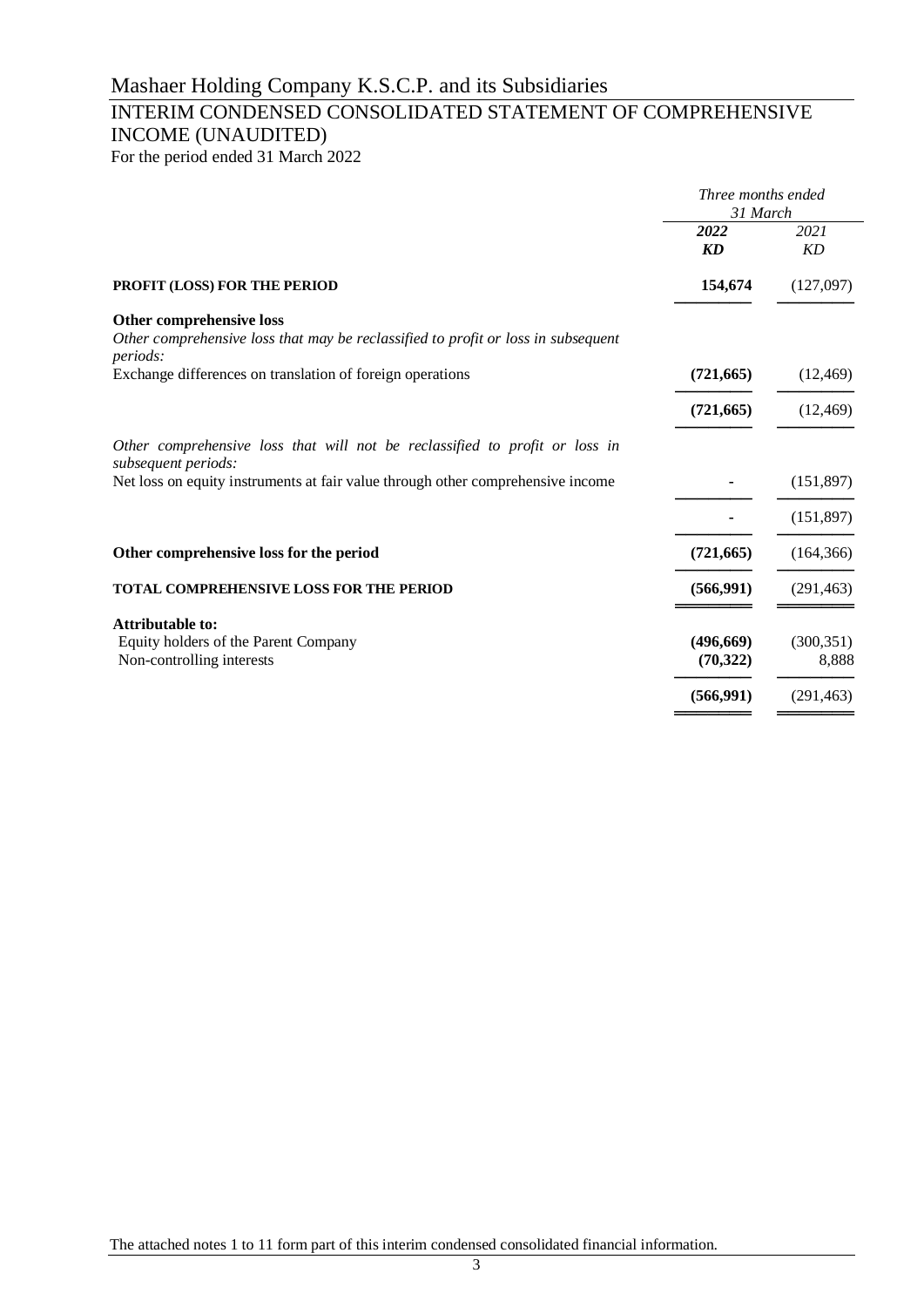# Mashaer Holding Company K.S.C.P. and its Subsidiaries

## INTERIM CONDENSED CONSOLIDATED STATEMENT OF COMPREHENSIVE INCOME (UNAUDITED)

For the period ended 31 March 2022

| | *Three months ended 31 March* | |
|---|---|---|
| | ***2022*** | *2021* |
| | ***KD*** | *KD* |
| **PROFIT (LOSS) FOR THE PERIOD** | **154,674** | (127,097) |
| **Other comprehensive loss** | | |
| *Other comprehensive loss that may be reclassified to profit or loss in subsequent periods:* | | |
| Exchange differences on translation of foreign operations | **(721,665)** | (12,469) |
| | **(721,665)** | (12,469) |
| *Other comprehensive loss that will not be reclassified to profit or loss in subsequent periods:* | | |
| Net loss on equity instruments at fair value through other comprehensive income | **-** | (151,897) |
| | **-** | (151,897) |
| **Other comprehensive loss for the period** | **(721,665)** | (164,366) |
| **TOTAL COMPREHENSIVE LOSS FOR THE PERIOD** | **(566,991)** | (291,463) |
| **Attributable to:** | | |
| Equity holders of the Parent Company | **(496,669)** | (300,351) |
| Non-controlling interests | **(70,322)** | 8,888 |
| | **(566,991)** | (291,463) |

The attached notes 1 to 11 form part of this interim condensed consolidated financial information.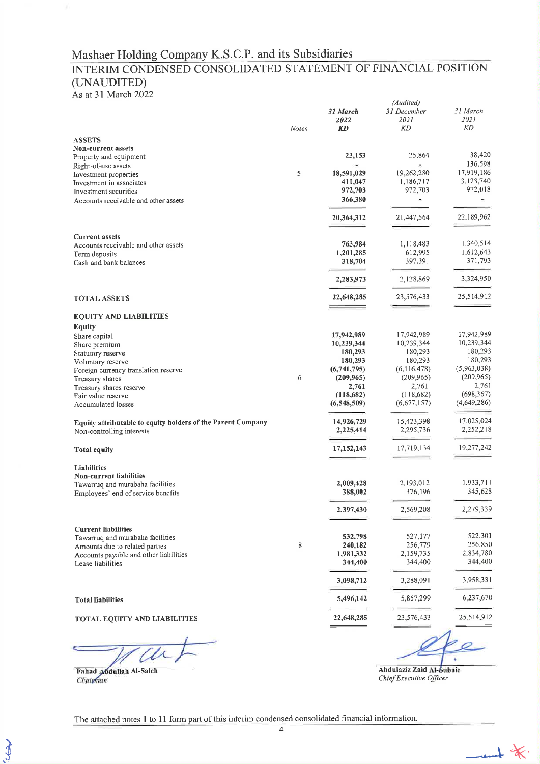# Mashaer Holding Company K.S.C.P. and its Subsidiaries

## INTERIM CONDENSED CONSOLIDATED STATEMENT OF FINANCIAL POSITION (UNAUDITED)

As at 31 March 2022

| | Notes | 31 March 2022 KD | (Audited) 31 December 2021 KD | 31 March 2021 KD |
|---|---|---|---|---|
| **ASSETS** | | | | |
| **Non-current assets** | | | | |
| Property and equipment | | **23,153** | 25,864 | 38,420 |
| Right-of-use assets | | **-** | - | 136,598 |
| Investment properties | 5 | **18,591,029** | 19,262,280 | 17,919,186 |
| Investment in associates | | **411,047** | 1,186,717 | 3,123,740 |
| Investment securities | | **972,703** | 972,703 | 972,018 |
| Accounts receivable and other assets | | **366,380** | - | - |
| | | **20,364,312** | 21,447,564 | 22,189,962 |
| **Current assets** | | | | |
| Accounts receivable and other assets | | **763,984** | 1,118,483 | 1,340,514 |
| Term deposits | | **1,201,285** | 612,995 | 1,612,643 |
| Cash and bank balances | | **318,704** | 397,391 | 371,793 |
| | | **2,283,973** | 2,128,869 | 3,324,950 |
| **TOTAL ASSETS** | | **22,648,285** | 23,576,433 | 25,514,912 |
| **EQUITY AND LIABILITIES** | | | | |
| **Equity** | | | | |
| Share capital | | **17,942,989** | 17,942,989 | 17,942,989 |
| Share premium | | **10,239,344** | 10,239,344 | 10,239,344 |
| Statutory reserve | | **180,293** | 180,293 | 180,293 |
| Voluntary reserve | | **180,293** | 180,293 | 180,293 |
| Foreign currency translation reserve | | **(6,741,795)** | (6,116,478) | (5,963,038) |
| Treasury shares | 6 | **(209,965)** | (209,965) | (209,965) |
| Treasury shares reserve | | **2,761** | 2,761 | 2,761 |
| Fair value reserve | | **(118,682)** | (118,682) | (698,367) |
| Accumulated losses | | **(6,548,509)** | (6,677,157) | (4,649,286) |
| **Equity attributable to equity holders of the Parent Company** | | **14,926,729** | 15,423,398 | 17,025,024 |
| Non-controlling interests | | **2,225,414** | 2,295,736 | 2,252,218 |
| **Total equity** | | **17,152,143** | 17,719,134 | 19,277,242 |
| **Liabilities** | | | | |
| **Non-current liabilities** | | | | |
| Tawarruq and murabaha facilities | | **2,009,428** | 2,193,012 | 1,933,711 |
| Employees' end of service benefits | | **388,002** | 376,196 | 345,628 |
| | | **2,397,430** | 2,569,208 | 2,279,339 |
| **Current liabilities** | | | | |
| Tawarruq and murabaha facilities | | **532,798** | 527,177 | 522,301 |
| Amounts due to related parties | 8 | **240,182** | 256,779 | 256,850 |
| Accounts payable and other liabilities | | **1,981,332** | 2,159,735 | 2,834,780 |
| Lease liabilities | | **344,400** | 344,400 | 344,400 |
| | | **3,098,712** | 3,288,091 | 3,958,331 |
| **Total liabilities** | | **5,496,142** | 5,857,299 | 6,237,670 |
| **TOTAL EQUITY AND LIABILITIES** | | **22,648,285** | 23,576,433 | 25,514,912 |

**Fahad Abdullah Al-Saleh**
*Chairman*

**Abdulaziz Zaid Al-Subaie**
*Chief Executive Officer*

The attached notes 1 to 11 form part of this interim condensed consolidated financial information.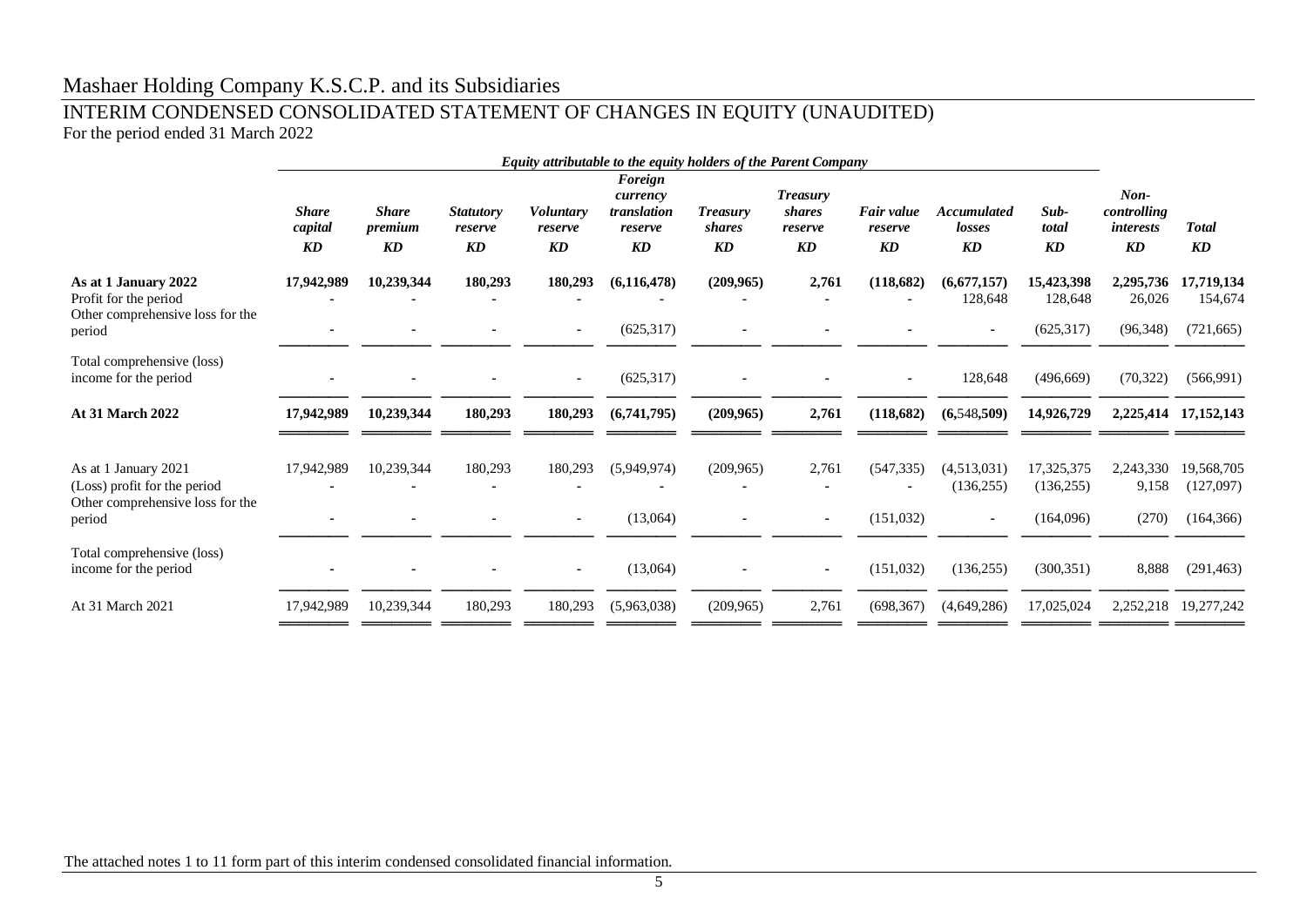# Mashaer Holding Company K.S.C.P. and its Subsidiaries

## INTERIM CONDENSED CONSOLIDATED STATEMENT OF CHANGES IN EQUITY (UNAUDITED)

For the period ended 31 March 2022

| | *Equity attributable to the equity holders of the Parent Company* | | | | | | | | | | | |
|---|---|---|---|---|---|---|---|---|---|---|---|---|
| | ***Share capital*** | ***Share premium*** | ***Statutory reserve*** | ***Voluntary reserve*** | ***Foreign currency translation reserve*** | ***Treasury shares*** | ***Treasury shares reserve*** | ***Fair value reserve*** | ***Accumulated losses*** | ***Sub-total*** | ***Non-controlling interests*** | ***Total*** |
| | ***KD*** | ***KD*** | ***KD*** | ***KD*** | ***KD*** | ***KD*** | ***KD*** | ***KD*** | ***KD*** | ***KD*** | ***KD*** | ***KD*** |
| **As at 1 January 2022** | **17,942,989** | **10,239,344** | **180,293** | **180,293** | **(6,116,478)** | **(209,965)** | **2,761** | **(118,682)** | **(6,677,157)** | **15,423,398** | **2,295,736** | **17,719,134** |
| Profit for the period | - | - | - | - | - | - | - | - | 128,648 | 128,648 | 26,026 | 154,674 |
| Other comprehensive loss for the period | - | - | - | - | (625,317) | - | - | - | - | (625,317) | (96,348) | (721,665) |
| Total comprehensive (loss) income for the period | - | - | - | - | (625,317) | - | - | - | 128,648 | (496,669) | (70,322) | (566,991) |
| **At 31 March 2022** | **17,942,989** | **10,239,344** | **180,293** | **180,293** | **(6,741,795)** | **(209,965)** | **2,761** | **(118,682)** | **(6,548,509)** | **14,926,729** | **2,225,414** | **17,152,143** |
| | | | | | | | | | | | | |
| As at 1 January 2021 | 17,942,989 | 10,239,344 | 180,293 | 180,293 | (5,949,974) | (209,965) | 2,761 | (547,335) | (4,513,031) | 17,325,375 | 2,243,330 | 19,568,705 |
| (Loss) profit for the period | - | - | - | - | - | - | - | - | (136,255) | (136,255) | 9,158 | (127,097) |
| Other comprehensive loss for the period | - | - | - | - | (13,064) | - | - | (151,032) | - | (164,096) | (270) | (164,366) |
| Total comprehensive (loss) income for the period | - | - | - | - | (13,064) | - | - | (151,032) | (136,255) | (300,351) | 8,888 | (291,463) |
| At 31 March 2021 | 17,942,989 | 10,239,344 | 180,293 | 180,293 | (5,963,038) | (209,965) | 2,761 | (698,367) | (4,649,286) | 17,025,024 | 2,252,218 | 19,277,242 |

The attached notes 1 to 11 form part of this interim condensed consolidated financial information.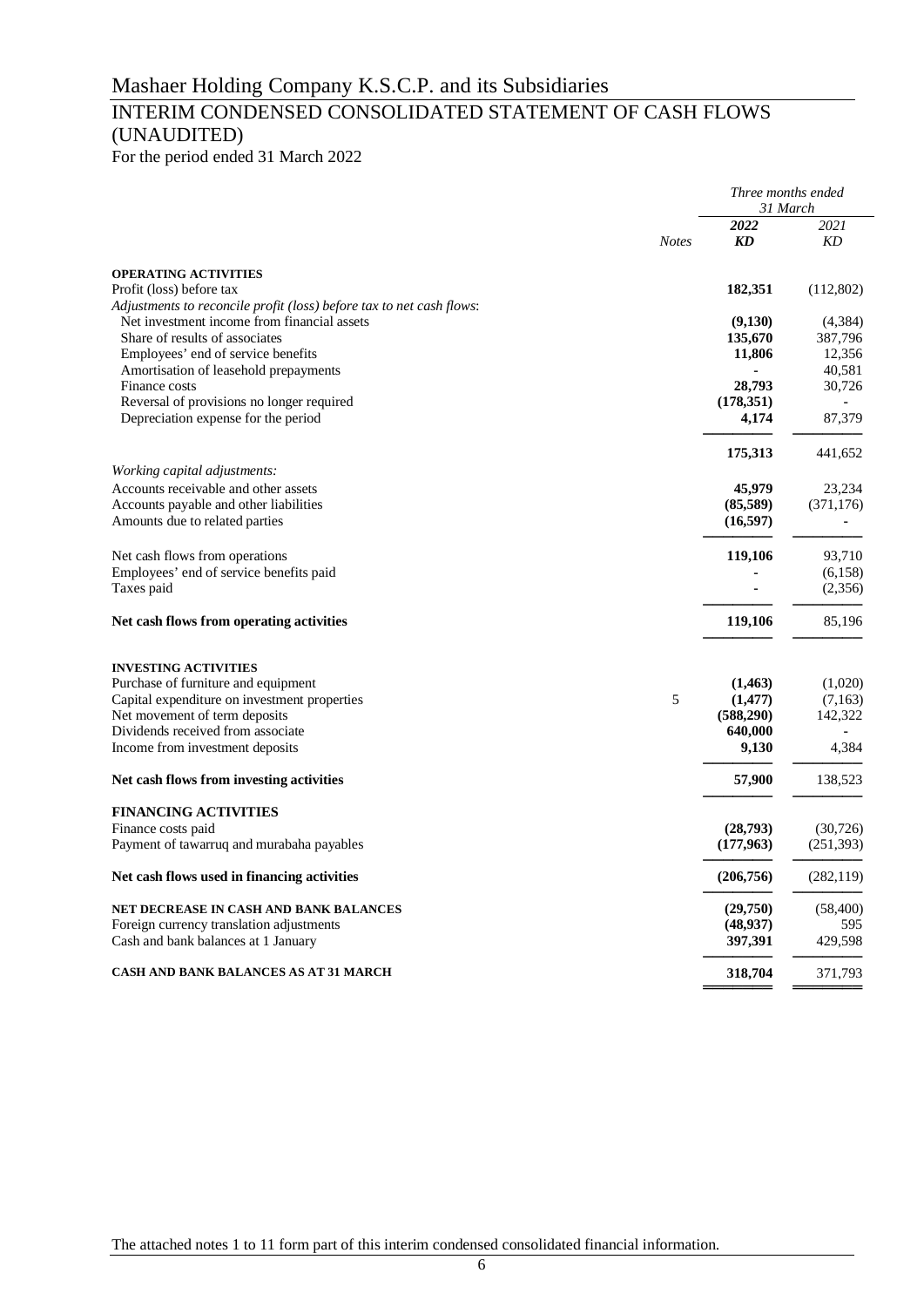# Mashaer Holding Company K.S.C.P. and its Subsidiaries

## INTERIM CONDENSED CONSOLIDATED STATEMENT OF CASH FLOWS (UNAUDITED)

For the period ended 31 March 2022

| | Notes | *Three months ended 31 March* | |
|---|---|---|---|
| | | ***2022*** | *2021* |
| | | ***KD*** | *KD* |
| **OPERATING ACTIVITIES** | | | |
| Profit (loss) before tax | | **182,351** | (112,802) |
| *Adjustments to reconcile profit (loss) before tax to net cash flows*: | | | |
| Net investment income from financial assets | | **(9,130)** | (4,384) |
| Share of results of associates | | **135,670** | 387,796 |
| Employees' end of service benefits | | **11,806** | 12,356 |
| Amortisation of leasehold prepayments | | **-** | 40,581 |
| Finance costs | | **28,793** | 30,726 |
| Reversal of provisions no longer required | | **(178,351)** | - |
| Depreciation expense for the period | | **4,174** | 87,379 |
| | | **175,313** | 441,652 |
| *Working capital adjustments:* | | | |
| Accounts receivable and other assets | | **45,979** | 23,234 |
| Accounts payable and other liabilities | | **(85,589)** | (371,176) |
| Amounts due to related parties | | **(16,597)** | - |
| Net cash flows from operations | | **119,106** | 93,710 |
| Employees' end of service benefits paid | | **-** | (6,158) |
| Taxes paid | | **-** | (2,356) |
| **Net cash flows from operating activities** | | **119,106** | 85,196 |
| **INVESTING ACTIVITIES** | | | |
| Purchase of furniture and equipment | | **(1,463)** | (1,020) |
| Capital expenditure on investment properties | 5 | **(1,477)** | (7,163) |
| Net movement of term deposits | | **(588,290)** | 142,322 |
| Dividends received from associate | | **640,000** | - |
| Income from investment deposits | | **9,130** | 4,384 |
| **Net cash flows from investing activities** | | **57,900** | 138,523 |
| **FINANCING ACTIVITIES** | | | |
| Finance costs paid | | **(28,793)** | (30,726) |
| Payment of tawarruq and murabaha payables | | **(177,963)** | (251,393) |
| **Net cash flows used in financing activities** | | **(206,756)** | (282,119) |
| **NET DECREASE IN CASH AND BANK BALANCES** | | **(29,750)** | (58,400) |
| Foreign currency translation adjustments | | **(48,937)** | 595 |
| Cash and bank balances at 1 January | | **397,391** | 429,598 |
| **CASH AND BANK BALANCES AS AT 31 MARCH** | | **318,704** | 371,793 |

The attached notes 1 to 11 form part of this interim condensed consolidated financial information.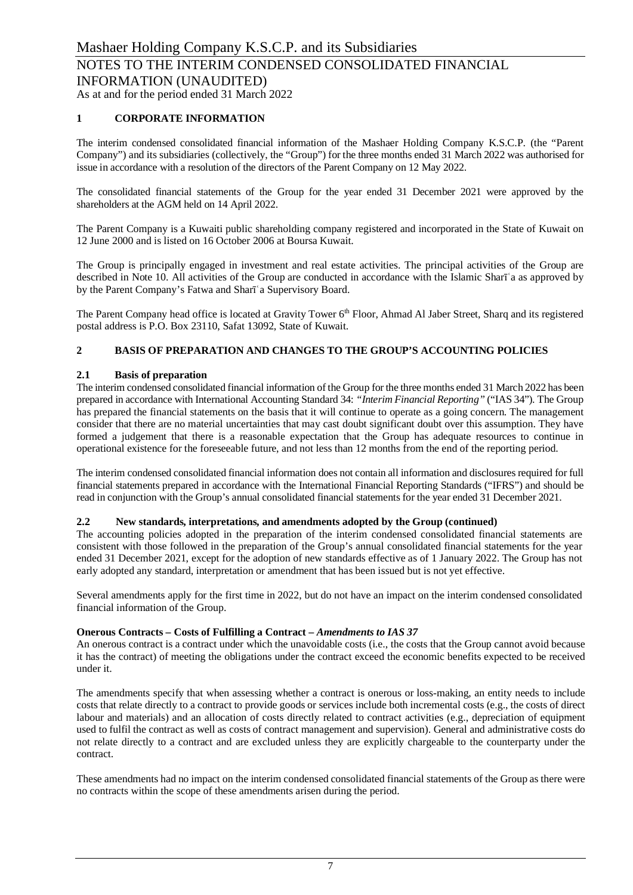## 1 CORPORATE INFORMATION

The interim condensed consolidated financial information of the Mashaer Holding Company K.S.C.P. (the "Parent Company") and its subsidiaries (collectively, the "Group") for the three months ended 31 March 2022 was authorised for issue in accordance with a resolution of the directors of the Parent Company on 12 May 2022.

The consolidated financial statements of the Group for the year ended 31 December 2021 were approved by the shareholders at the AGM held on 14 April 2022.

The Parent Company is a Kuwaiti public shareholding company registered and incorporated in the State of Kuwait on 12 June 2000 and is listed on 16 October 2006 at Boursa Kuwait.

The Group is principally engaged in investment and real estate activities. The principal activities of the Group are described in Note 10. All activities of the Group are conducted in accordance with the Islamic Sharīʿa as approved by by the Parent Company's Fatwa and Sharīʿa Supervisory Board.

The Parent Company head office is located at Gravity Tower 6th Floor, Ahmad Al Jaber Street, Sharq and its registered postal address is P.O. Box 23110, Safat 13092, State of Kuwait.

## 2 BASIS OF PREPARATION AND CHANGES TO THE GROUP'S ACCOUNTING POLICIES

### 2.1 Basis of preparation

The interim condensed consolidated financial information of the Group for the three months ended 31 March 2022 has been prepared in accordance with International Accounting Standard 34: *"Interim Financial Reporting"* ("IAS 34"). The Group has prepared the financial statements on the basis that it will continue to operate as a going concern. The management consider that there are no material uncertainties that may cast doubt significant doubt over this assumption. They have formed a judgement that there is a reasonable expectation that the Group has adequate resources to continue in operational existence for the foreseeable future, and not less than 12 months from the end of the reporting period.

The interim condensed consolidated financial information does not contain all information and disclosures required for full financial statements prepared in accordance with the International Financial Reporting Standards ("IFRS") and should be read in conjunction with the Group's annual consolidated financial statements for the year ended 31 December 2021.

### 2.2 New standards, interpretations, and amendments adopted by the Group (continued)

The accounting policies adopted in the preparation of the interim condensed consolidated financial statements are consistent with those followed in the preparation of the Group's annual consolidated financial statements for the year ended 31 December 2021, except for the adoption of new standards effective as of 1 January 2022. The Group has not early adopted any standard, interpretation or amendment that has been issued but is not yet effective.

Several amendments apply for the first time in 2022, but do not have an impact on the interim condensed consolidated financial information of the Group.

**Onerous Contracts – Costs of Fulfilling a Contract – *Amendments to IAS 37***

An onerous contract is a contract under which the unavoidable costs (i.e., the costs that the Group cannot avoid because it has the contract) of meeting the obligations under the contract exceed the economic benefits expected to be received under it.

The amendments specify that when assessing whether a contract is onerous or loss-making, an entity needs to include costs that relate directly to a contract to provide goods or services include both incremental costs (e.g., the costs of direct labour and materials) and an allocation of costs directly related to contract activities (e.g., depreciation of equipment used to fulfil the contract as well as costs of contract management and supervision). General and administrative costs do not relate directly to a contract and are excluded unless they are explicitly chargeable to the counterparty under the contract.

These amendments had no impact on the interim condensed consolidated financial statements of the Group as there were no contracts within the scope of these amendments arisen during the period.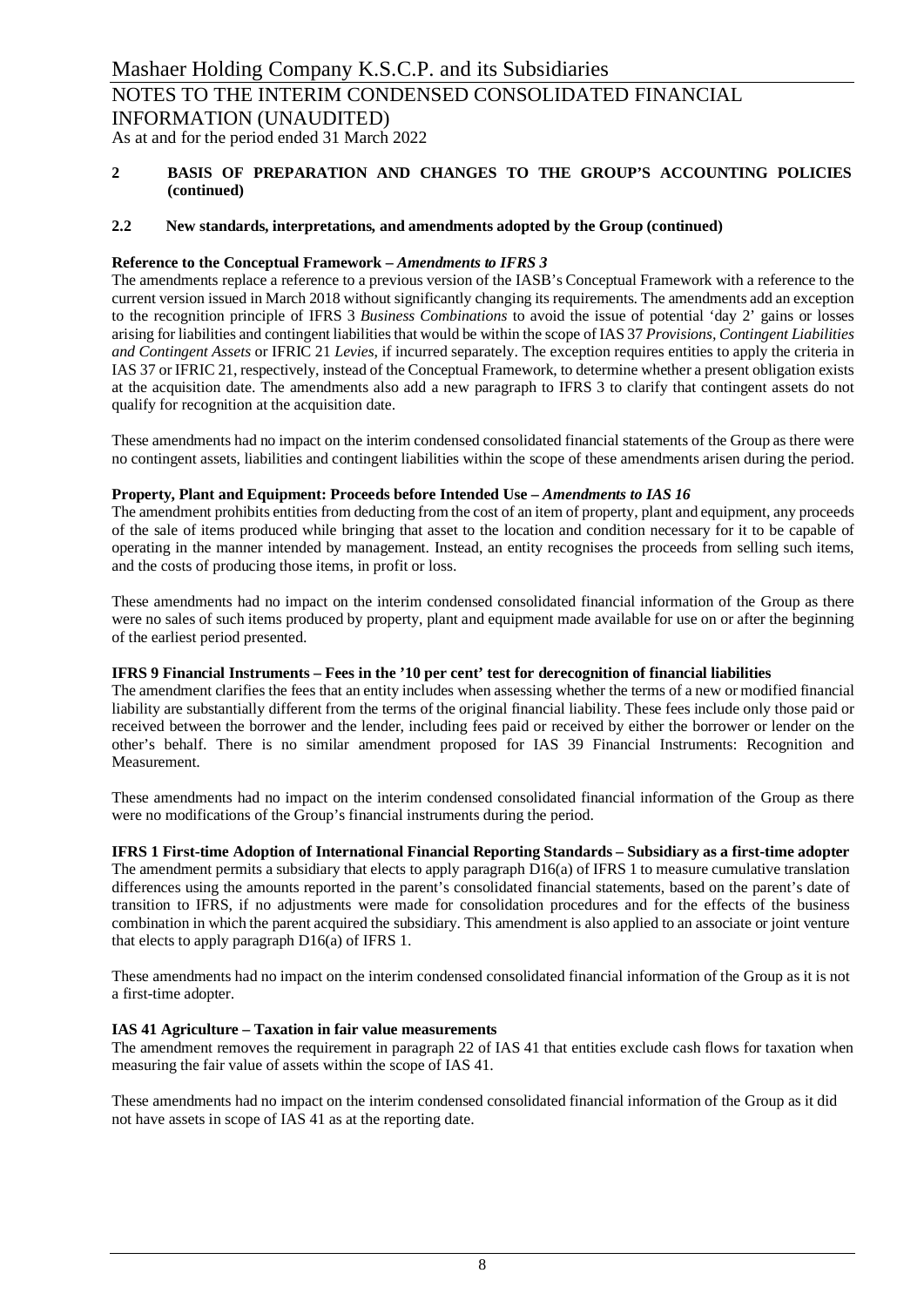## 2 BASIS OF PREPARATION AND CHANGES TO THE GROUP'S ACCOUNTING POLICIES (continued)

### 2.2 New standards, interpretations, and amendments adopted by the Group (continued)

**Reference to the Conceptual Framework –** ***Amendments to IFRS 3***

The amendments replace a reference to a previous version of the IASB's Conceptual Framework with a reference to the current version issued in March 2018 without significantly changing its requirements. The amendments add an exception to the recognition principle of IFRS 3 *Business Combinations* to avoid the issue of potential 'day 2' gains or losses arising for liabilities and contingent liabilities that would be within the scope of IAS 37 *Provisions, Contingent Liabilities and Contingent Assets* or IFRIC 21 *Levies*, if incurred separately. The exception requires entities to apply the criteria in IAS 37 or IFRIC 21, respectively, instead of the Conceptual Framework, to determine whether a present obligation exists at the acquisition date. The amendments also add a new paragraph to IFRS 3 to clarify that contingent assets do not qualify for recognition at the acquisition date.

These amendments had no impact on the interim condensed consolidated financial statements of the Group as there were no contingent assets, liabilities and contingent liabilities within the scope of these amendments arisen during the period.

**Property, Plant and Equipment: Proceeds before Intended Use –** ***Amendments to IAS 16***

The amendment prohibits entities from deducting from the cost of an item of property, plant and equipment, any proceeds of the sale of items produced while bringing that asset to the location and condition necessary for it to be capable of operating in the manner intended by management. Instead, an entity recognises the proceeds from selling such items, and the costs of producing those items, in profit or loss.

These amendments had no impact on the interim condensed consolidated financial information of the Group as there were no sales of such items produced by property, plant and equipment made available for use on or after the beginning of the earliest period presented.

**IFRS 9 Financial Instruments – Fees in the '10 per cent' test for derecognition of financial liabilities**

The amendment clarifies the fees that an entity includes when assessing whether the terms of a new or modified financial liability are substantially different from the terms of the original financial liability. These fees include only those paid or received between the borrower and the lender, including fees paid or received by either the borrower or lender on the other's behalf. There is no similar amendment proposed for IAS 39 Financial Instruments: Recognition and Measurement.

These amendments had no impact on the interim condensed consolidated financial information of the Group as there were no modifications of the Group's financial instruments during the period.

**IFRS 1 First-time Adoption of International Financial Reporting Standards – Subsidiary as a first-time adopter**

The amendment permits a subsidiary that elects to apply paragraph D16(a) of IFRS 1 to measure cumulative translation differences using the amounts reported in the parent's consolidated financial statements, based on the parent's date of transition to IFRS, if no adjustments were made for consolidation procedures and for the effects of the business combination in which the parent acquired the subsidiary. This amendment is also applied to an associate or joint venture that elects to apply paragraph D16(a) of IFRS 1.

These amendments had no impact on the interim condensed consolidated financial information of the Group as it is not a first-time adopter.

**IAS 41 Agriculture – Taxation in fair value measurements**

The amendment removes the requirement in paragraph 22 of IAS 41 that entities exclude cash flows for taxation when measuring the fair value of assets within the scope of IAS 41.

These amendments had no impact on the interim condensed consolidated financial information of the Group as it did not have assets in scope of IAS 41 as at the reporting date.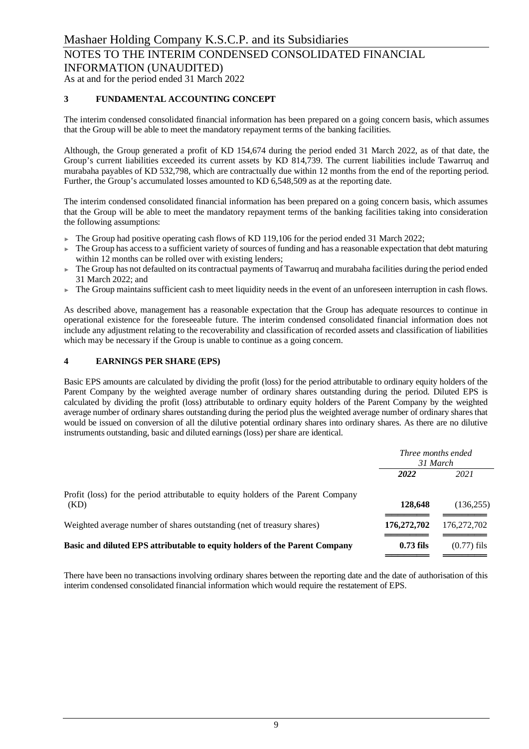## 3 FUNDAMENTAL ACCOUNTING CONCEPT

The interim condensed consolidated financial information has been prepared on a going concern basis, which assumes that the Group will be able to meet the mandatory repayment terms of the banking facilities.

Although, the Group generated a profit of KD 154,674 during the period ended 31 March 2022, as of that date, the Group's current liabilities exceeded its current assets by KD 814,739. The current liabilities include Tawarruq and murabaha payables of KD 532,798, which are contractually due within 12 months from the end of the reporting period. Further, the Group's accumulated losses amounted to KD 6,548,509 as at the reporting date.

The interim condensed consolidated financial information has been prepared on a going concern basis, which assumes that the Group will be able to meet the mandatory repayment terms of the banking facilities taking into consideration the following assumptions:

- The Group had positive operating cash flows of KD 119,106 for the period ended 31 March 2022;
- The Group has access to a sufficient variety of sources of funding and has a reasonable expectation that debt maturing within 12 months can be rolled over with existing lenders;
- The Group has not defaulted on its contractual payments of Tawarruq and murabaha facilities during the period ended 31 March 2022; and
- The Group maintains sufficient cash to meet liquidity needs in the event of an unforeseen interruption in cash flows.

As described above, management has a reasonable expectation that the Group has adequate resources to continue in operational existence for the foreseeable future. The interim condensed consolidated financial information does not include any adjustment relating to the recoverability and classification of recorded assets and classification of liabilities which may be necessary if the Group is unable to continue as a going concern.

## 4 EARNINGS PER SHARE (EPS)

Basic EPS amounts are calculated by dividing the profit (loss) for the period attributable to ordinary equity holders of the Parent Company by the weighted average number of ordinary shares outstanding during the period. Diluted EPS is calculated by dividing the profit (loss) attributable to ordinary equity holders of the Parent Company by the weighted average number of ordinary shares outstanding during the period plus the weighted average number of ordinary shares that would be issued on conversion of all the dilutive potential ordinary shares into ordinary shares. As there are no dilutive instruments outstanding, basic and diluted earnings (loss) per share are identical.

| | *Three months ended 31 March* | |
|---|---|---|
| | ***2022*** | *2021* |
| Profit (loss) for the period attributable to equity holders of the Parent Company (KD) | **128,648** | (136,255) |
| Weighted average number of shares outstanding (net of treasury shares) | **176,272,702** | 176,272,702 |
| **Basic and diluted EPS attributable to equity holders of the Parent Company** | **0.73 fils** | (0.77) fils |

There have been no transactions involving ordinary shares between the reporting date and the date of authorisation of this interim condensed consolidated financial information which would require the restatement of EPS.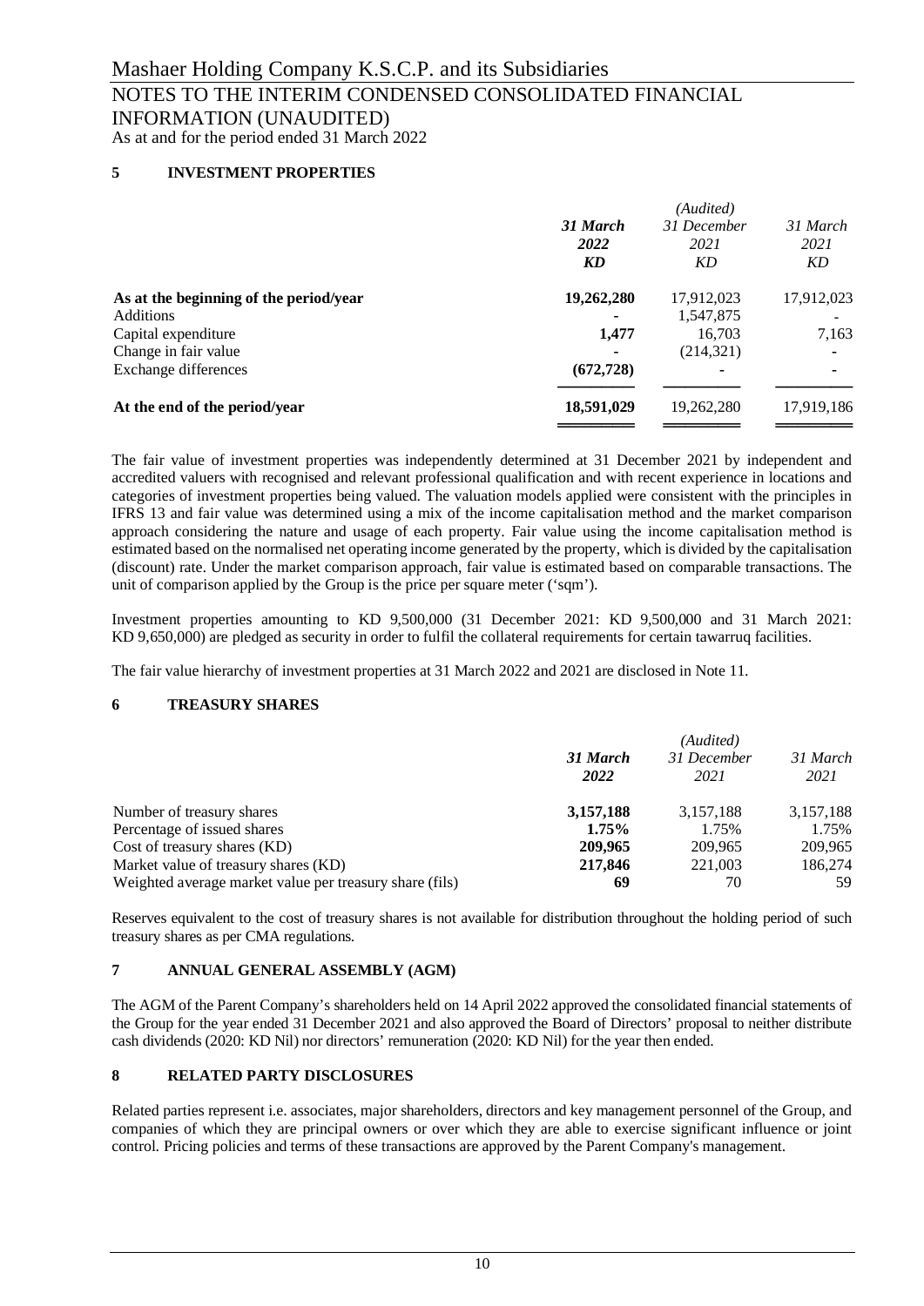# Mashaer Holding Company K.S.C.P. and its Subsidiaries

## NOTES TO THE INTERIM CONDENSED CONSOLIDATED FINANCIAL INFORMATION (UNAUDITED)

As at and for the period ended 31 March 2022

### 5 INVESTMENT PROPERTIES

| | ***31 March 2022 KD*** | *(Audited) 31 December 2021 KD* | *31 March 2021 KD* |
|---|---|---|---|
| **As at the beginning of the period/year** | **19,262,280** | 17,912,023 | 17,912,023 |
| Additions | **-** | 1,547,875 | - |
| Capital expenditure | **1,477** | 16,703 | 7,163 |
| Change in fair value | **-** | (214,321) | - |
| Exchange differences | **(672,728)** | - | - |
| **At the end of the period/year** | **18,591,029** | 19,262,280 | 17,919,186 |

The fair value of investment properties was independently determined at 31 December 2021 by independent and accredited valuers with recognised and relevant professional qualification and with recent experience in locations and categories of investment properties being valued. The valuation models applied were consistent with the principles in IFRS 13 and fair value was determined using a mix of the income capitalisation method and the market comparison approach considering the nature and usage of each property. Fair value using the income capitalisation method is estimated based on the normalised net operating income generated by the property, which is divided by the capitalisation (discount) rate. Under the market comparison approach, fair value is estimated based on comparable transactions. The unit of comparison applied by the Group is the price per square meter ('sqm').

Investment properties amounting to KD 9,500,000 (31 December 2021: KD 9,500,000 and 31 March 2021: KD 9,650,000) are pledged as security in order to fulfil the collateral requirements for certain tawarruq facilities.

The fair value hierarchy of investment properties at 31 March 2022 and 2021 are disclosed in Note 11.

### 6 TREASURY SHARES

| | ***31 March 2022*** | *(Audited) 31 December 2021* | *31 March 2021* |
|---|---|---|---|
| Number of treasury shares | **3,157,188** | 3,157,188 | 3,157,188 |
| Percentage of issued shares | **1.75%** | 1.75% | 1.75% |
| Cost of treasury shares (KD) | **209,965** | 209,965 | 209,965 |
| Market value of treasury shares (KD) | **217,846** | 221,003 | 186,274 |
| Weighted average market value per treasury share (fils) | **69** | 70 | 59 |

Reserves equivalent to the cost of treasury shares is not available for distribution throughout the holding period of such treasury shares as per CMA regulations.

### 7 ANNUAL GENERAL ASSEMBLY (AGM)

The AGM of the Parent Company's shareholders held on 14 April 2022 approved the consolidated financial statements of the Group for the year ended 31 December 2021 and also approved the Board of Directors' proposal to neither distribute cash dividends (2020: KD Nil) nor directors' remuneration (2020: KD Nil) for the year then ended.

### 8 RELATED PARTY DISCLOSURES

Related parties represent i.e. associates, major shareholders, directors and key management personnel of the Group, and companies of which they are principal owners or over which they are able to exercise significant influence or joint control. Pricing policies and terms of these transactions are approved by the Parent Company's management.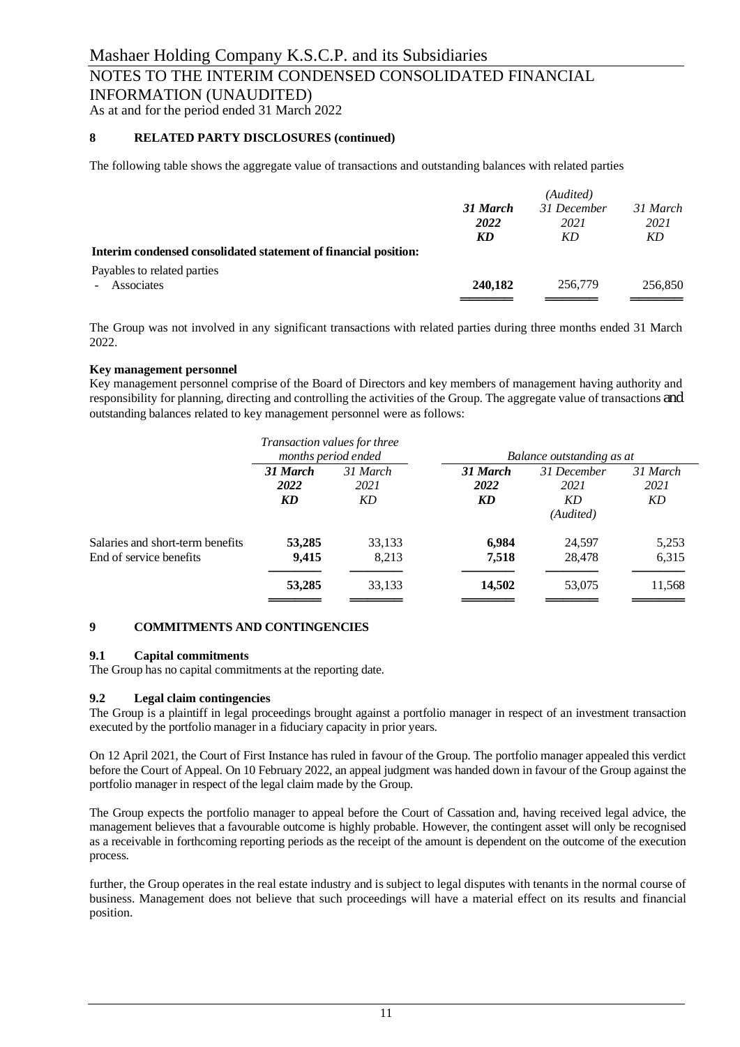Mashaer Holding Company K.S.C.P. and its Subsidiaries

# NOTES TO THE INTERIM CONDENSED CONSOLIDATED FINANCIAL INFORMATION (UNAUDITED)

As at and for the period ended 31 March 2022

## 8 RELATED PARTY DISCLOSURES (continued)

The following table shows the aggregate value of transactions and outstanding balances with related parties

| | ***31 March 2022 KD*** | *(Audited) 31 December 2021 KD* | *31 March 2021 KD* |
|---|---|---|---|
| **Interim condensed consolidated statement of financial position:** | | | |
| Payables to related parties | | | |
| - Associates | **240,182** | 256,779 | 256,850 |

The Group was not involved in any significant transactions with related parties during three months ended 31 March 2022.

**Key management personnel**

Key management personnel comprise of the Board of Directors and key members of management having authority and responsibility for planning, directing and controlling the activities of the Group. The aggregate value of transactions and outstanding balances related to key management personnel were as follows:

| | *Transaction values for three months period ended* | | *Balance outstanding as at* | | |
|---|---|---|---|---|---|
| | ***31 March 2022 KD*** | *31 March 2021 KD* | ***31 March 2022 KD*** | *31 December 2021 KD (Audited)* | *31 March 2021 KD* |
| Salaries and short-term benefits | **53,285** | 33,133 | **6,984** | 24,597 | 5,253 |
| End of service benefits | **9,415** | 8,213 | **7,518** | 28,478 | 6,315 |
| | **53,285** | 33,133 | **14,502** | 53,075 | 11,568 |

## 9 COMMITMENTS AND CONTINGENCIES

### 9.1 Capital commitments

The Group has no capital commitments at the reporting date.

### 9.2 Legal claim contingencies

The Group is a plaintiff in legal proceedings brought against a portfolio manager in respect of an investment transaction executed by the portfolio manager in a fiduciary capacity in prior years.

On 12 April 2021, the Court of First Instance has ruled in favour of the Group. The portfolio manager appealed this verdict before the Court of Appeal. On 10 February 2022, an appeal judgment was handed down in favour of the Group against the portfolio manager in respect of the legal claim made by the Group.

The Group expects the portfolio manager to appeal before the Court of Cassation and, having received legal advice, the management believes that a favourable outcome is highly probable. However, the contingent asset will only be recognised as a receivable in forthcoming reporting periods as the receipt of the amount is dependent on the outcome of the execution process.

further, the Group operates in the real estate industry and is subject to legal disputes with tenants in the normal course of business. Management does not believe that such proceedings will have a material effect on its results and financial position.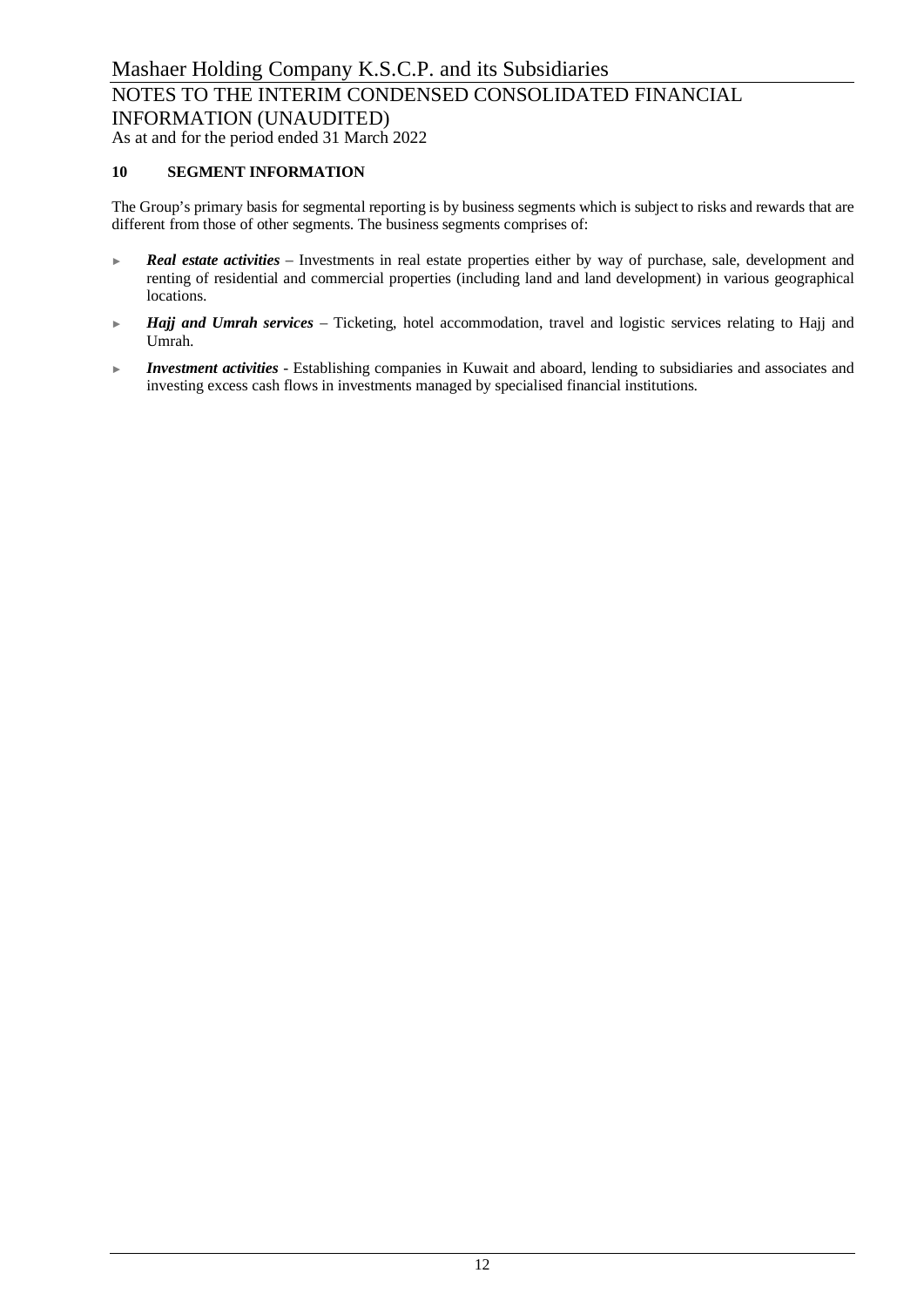## 10 SEGMENT INFORMATION

The Group's primary basis for segmental reporting is by business segments which is subject to risks and rewards that are different from those of other segments. The business segments comprises of:

- ***Real estate activities*** – Investments in real estate properties either by way of purchase, sale, development and renting of residential and commercial properties (including land and land development) in various geographical locations.
- ***Hajj and Umrah services*** – Ticketing, hotel accommodation, travel and logistic services relating to Hajj and Umrah.
- ***Investment activities*** - Establishing companies in Kuwait and aboard, lending to subsidiaries and associates and investing excess cash flows in investments managed by specialised financial institutions.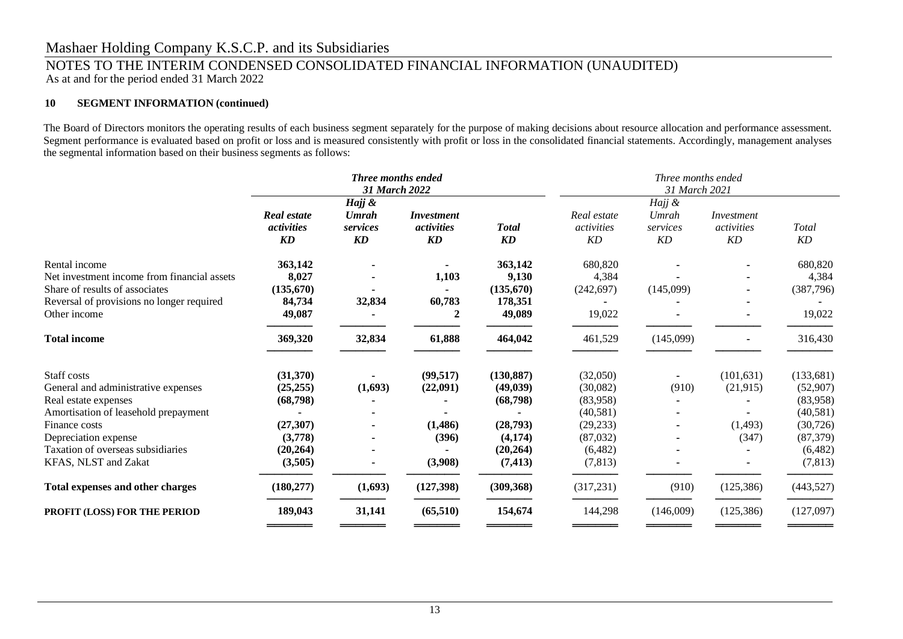# Mashaer Holding Company K.S.C.P. and its Subsidiaries

## NOTES TO THE INTERIM CONDENSED CONSOLIDATED FINANCIAL INFORMATION (UNAUDITED)

As at and for the period ended 31 March 2022

### 10 SEGMENT INFORMATION (continued)

The Board of Directors monitors the operating results of each business segment separately for the purpose of making decisions about resource allocation and performance assessment. Segment performance is evaluated based on profit or loss and is measured consistently with profit or loss in the consolidated financial statements. Accordingly, management analyses the segmental information based on their business segments as follows:

| | ***Three months ended 31 March 2022*** | | | | *Three months ended 31 March 2021* | | | |
|---|---|---|---|---|---|---|---|---|
| | ***Real estate activities KD*** | ***Hajj & Umrah services KD*** | ***Investment activities KD*** | ***Total KD*** | *Real estate activities KD* | *Hajj & Umrah services KD* | *Investment activities KD* | *Total KD* |
| Rental income | **363,142** | **-** | **-** | **363,142** | 680,820 | - | - | 680,820 |
| Net investment income from financial assets | **8,027** | **-** | **1,103** | **9,130** | 4,384 | - | - | 4,384 |
| Share of results of associates | **(135,670)** | **-** | **-** | **(135,670)** | (242,697) | (145,099) | - | (387,796) |
| Reversal of provisions no longer required | **84,734** | **32,834** | **60,783** | **178,351** | - | - | - | - |
| Other income | **49,087** | **-** | **2** | **49,089** | 19,022 | - | - | 19,022 |
| **Total income** | **369,320** | **32,834** | **61,888** | **464,042** | 461,529 | (145,099) | - | 316,430 |
| Staff costs | **(31,370)** | **-** | **(99,517)** | **(130,887)** | (32,050) | - | (101,631) | (133,681) |
| General and administrative expenses | **(25,255)** | **(1,693)** | **(22,091)** | **(49,039)** | (30,082) | (910) | (21,915) | (52,907) |
| Real estate expenses | **(68,798)** | **-** | **-** | **(68,798)** | (83,958) | - | - | (83,958) |
| Amortisation of leasehold prepayment | **-** | **-** | **-** | **-** | (40,581) | - | - | (40,581) |
| Finance costs | **(27,307)** | **-** | **(1,486)** | **(28,793)** | (29,233) | - | (1,493) | (30,726) |
| Depreciation expense | **(3,778)** | **-** | **(396)** | **(4,174)** | (87,032) | - | (347) | (87,379) |
| Taxation of overseas subsidiaries | **(20,264)** | **-** | **-** | **(20,264)** | (6,482) | - | - | (6,482) |
| KFAS, NLST and Zakat | **(3,505)** | **-** | **(3,908)** | **(7,413)** | (7,813) | - | - | (7,813) |
| **Total expenses and other charges** | **(180,277)** | **(1,693)** | **(127,398)** | **(309,368)** | (317,231) | (910) | (125,386) | (443,527) |
| **PROFIT (LOSS) FOR THE PERIOD** | **189,043** | **31,141** | **(65,510)** | **154,674** | 144,298 | (146,009) | (125,386) | (127,097) |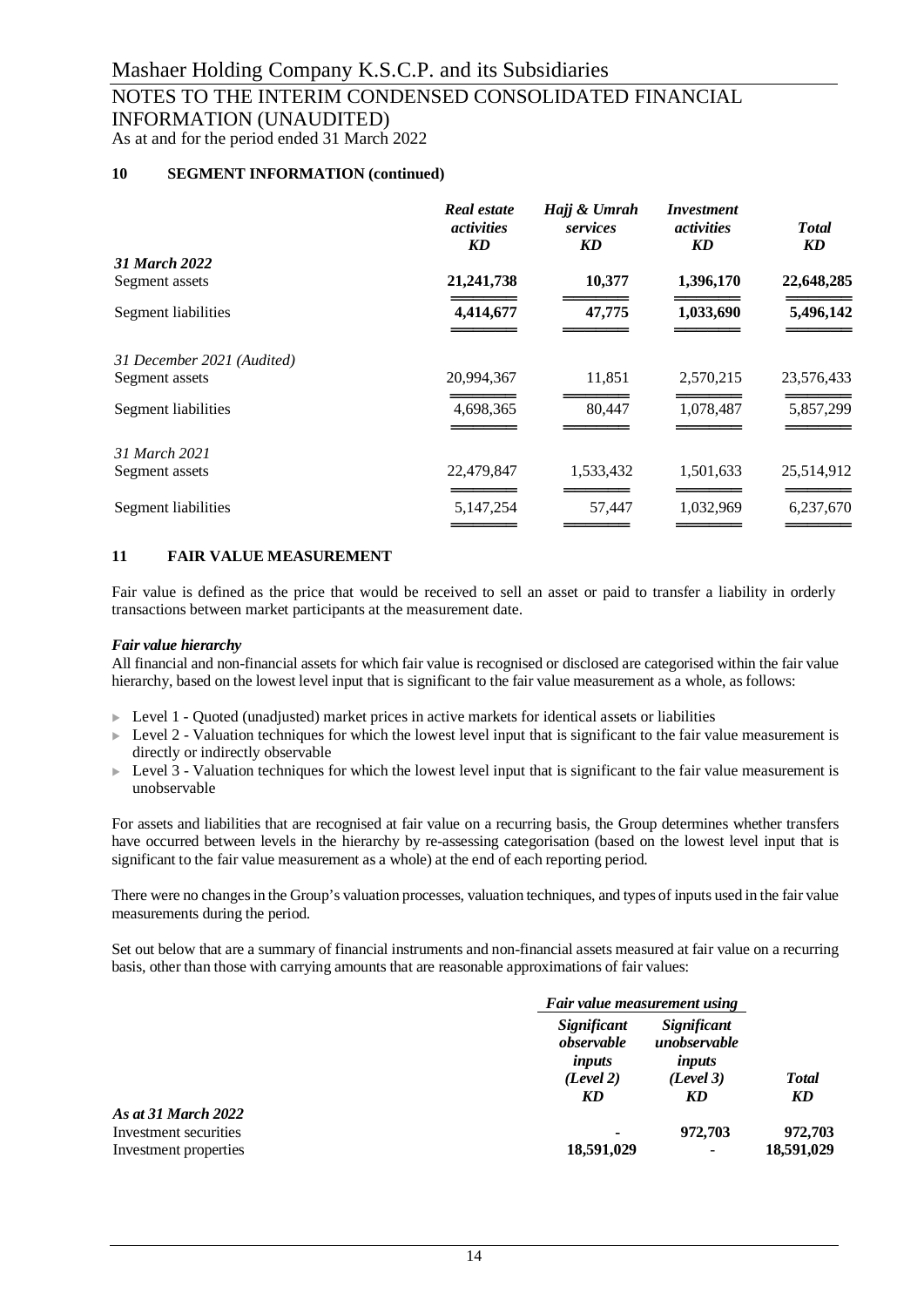## 10 SEGMENT INFORMATION (continued)

| | *Real estate activities* *KD* | *Hajj & Umrah services* *KD* | *Investment activities* *KD* | *Total* *KD* |
|---|---|---|---|---|
| ***31 March 2022*** | | | | |
| Segment assets | **21,241,738** | **10,377** | **1,396,170** | **22,648,285** |
| Segment liabilities | **4,414,677** | **47,775** | **1,033,690** | **5,496,142** |
| *31 December 2021 (Audited)* | | | | |
| Segment assets | 20,994,367 | 11,851 | 2,570,215 | 23,576,433 |
| Segment liabilities | 4,698,365 | 80,447 | 1,078,487 | 5,857,299 |
| *31 March 2021* | | | | |
| Segment assets | 22,479,847 | 1,533,432 | 1,501,633 | 25,514,912 |
| Segment liabilities | 5,147,254 | 57,447 | 1,032,969 | 6,237,670 |

## 11 FAIR VALUE MEASUREMENT

Fair value is defined as the price that would be received to sell an asset or paid to transfer a liability in orderly transactions between market participants at the measurement date.

***Fair value hierarchy***

All financial and non-financial assets for which fair value is recognised or disclosed are categorised within the fair value hierarchy, based on the lowest level input that is significant to the fair value measurement as a whole, as follows:

- Level 1 - Quoted (unadjusted) market prices in active markets for identical assets or liabilities
- Level 2 - Valuation techniques for which the lowest level input that is significant to the fair value measurement is directly or indirectly observable
- Level 3 - Valuation techniques for which the lowest level input that is significant to the fair value measurement is unobservable

For assets and liabilities that are recognised at fair value on a recurring basis, the Group determines whether transfers have occurred between levels in the hierarchy by re-assessing categorisation (based on the lowest level input that is significant to the fair value measurement as a whole) at the end of each reporting period.

There were no changes in the Group's valuation processes, valuation techniques, and types of inputs used in the fair value measurements during the period.

Set out below that are a summary of financial instruments and non-financial assets measured at fair value on a recurring basis, other than those with carrying amounts that are reasonable approximations of fair values:

| | *Fair value measurement using* | | |
|---|---|---|---|
| | *Significant observable inputs (Level 2)* *KD* | *Significant unobservable inputs (Level 3)* *KD* | *Total* *KD* |
| ***As at 31 March 2022*** | | | |
| Investment securities | - | **972,703** | **972,703** |
| Investment properties | **18,591,029** | - | **18,591,029** |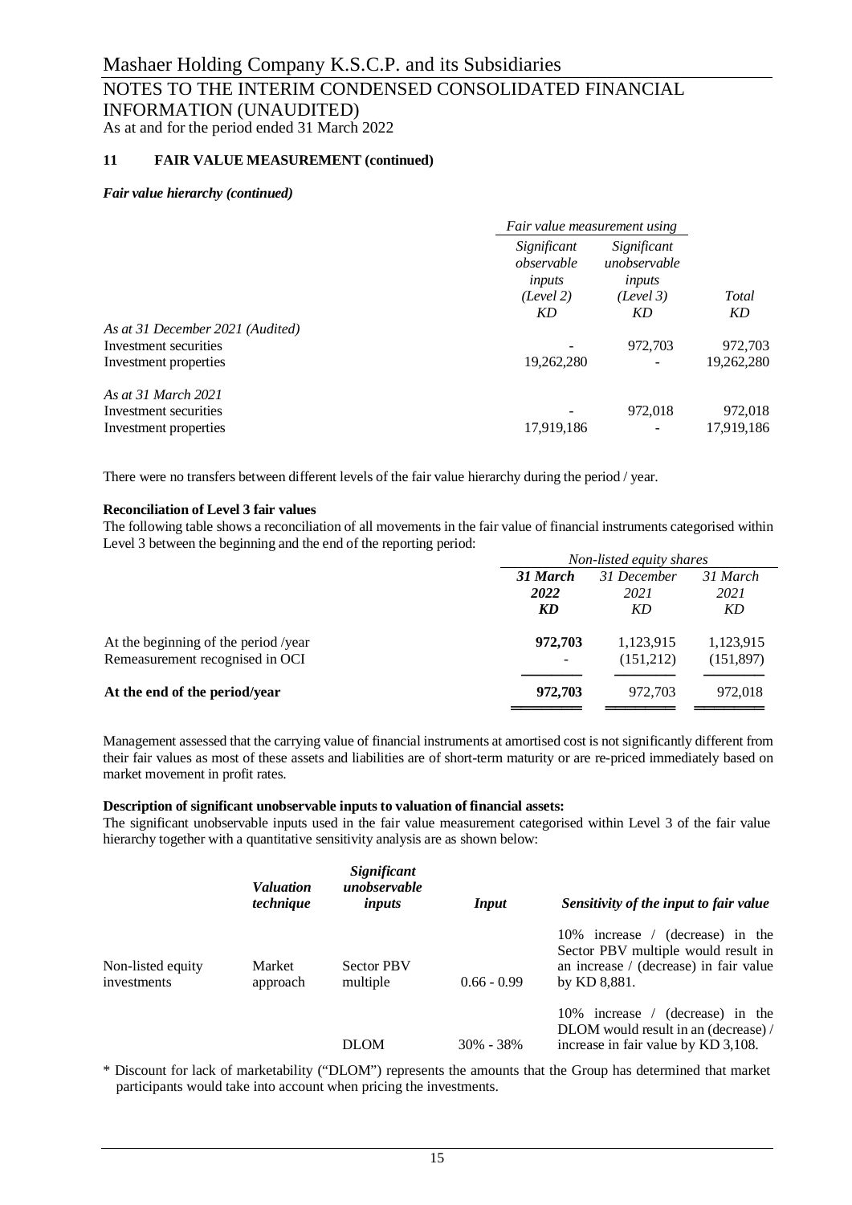Mashaer Holding Company K.S.C.P. and its Subsidiaries

NOTES TO THE INTERIM CONDENSED CONSOLIDATED FINANCIAL INFORMATION (UNAUDITED)

As at and for the period ended 31 March 2022

### 11 FAIR VALUE MEASUREMENT (continued)

***Fair value hierarchy (continued)***

| | *Fair value measurement using* | | |
|---|---|---|---|
| | *Significant observable inputs (Level 2)* | *Significant unobservable inputs (Level 3)* | *Total* |
| | *KD* | *KD* | *KD* |
| *As at 31 December 2021 (Audited)* | | | |
| Investment securities | - | 972,703 | 972,703 |
| Investment properties | 19,262,280 | - | 19,262,280 |
| *As at 31 March 2021* | | | |
| Investment securities | - | 972,018 | 972,018 |
| Investment properties | 17,919,186 | - | 17,919,186 |

There were no transfers between different levels of the fair value hierarchy during the period / year.

**Reconciliation of Level 3 fair values**

The following table shows a reconciliation of all movements in the fair value of financial instruments categorised within Level 3 between the beginning and the end of the reporting period:

| | *Non-listed equity shares* | | |
|---|---|---|---|
| | ***31 March 2022*** | *31 December 2021* | *31 March 2021* |
| | ***KD*** | *KD* | *KD* |
| At the beginning of the period /year | **972,703** | 1,123,915 | 1,123,915 |
| Remeasurement recognised in OCI | - | (151,212) | (151,897) |
| **At the end of the period/year** | **972,703** | 972,703 | 972,018 |

Management assessed that the carrying value of financial instruments at amortised cost is not significantly different from their fair values as most of these assets and liabilities are of short-term maturity or are re-priced immediately based on market movement in profit rates.

**Description of significant unobservable inputs to valuation of financial assets:**

The significant unobservable inputs used in the fair value measurement categorised within Level 3 of the fair value hierarchy together with a quantitative sensitivity analysis are as shown below:

| | *Valuation technique* | *Significant unobservable inputs* | *Input* | *Sensitivity of the input to fair value* |
|---|---|---|---|---|
| Non-listed equity investments | Market approach | Sector PBV multiple | 0.66 - 0.99 | 10% increase / (decrease) in the Sector PBV multiple would result in an increase / (decrease) in fair value by KD 8,881. |
| | | DLOM | 30% - 38% | 10% increase / (decrease) in the DLOM would result in an (decrease) / increase in fair value by KD 3,108. |

\* Discount for lack of marketability ("DLOM") represents the amounts that the Group has determined that market participants would take into account when pricing the investments.